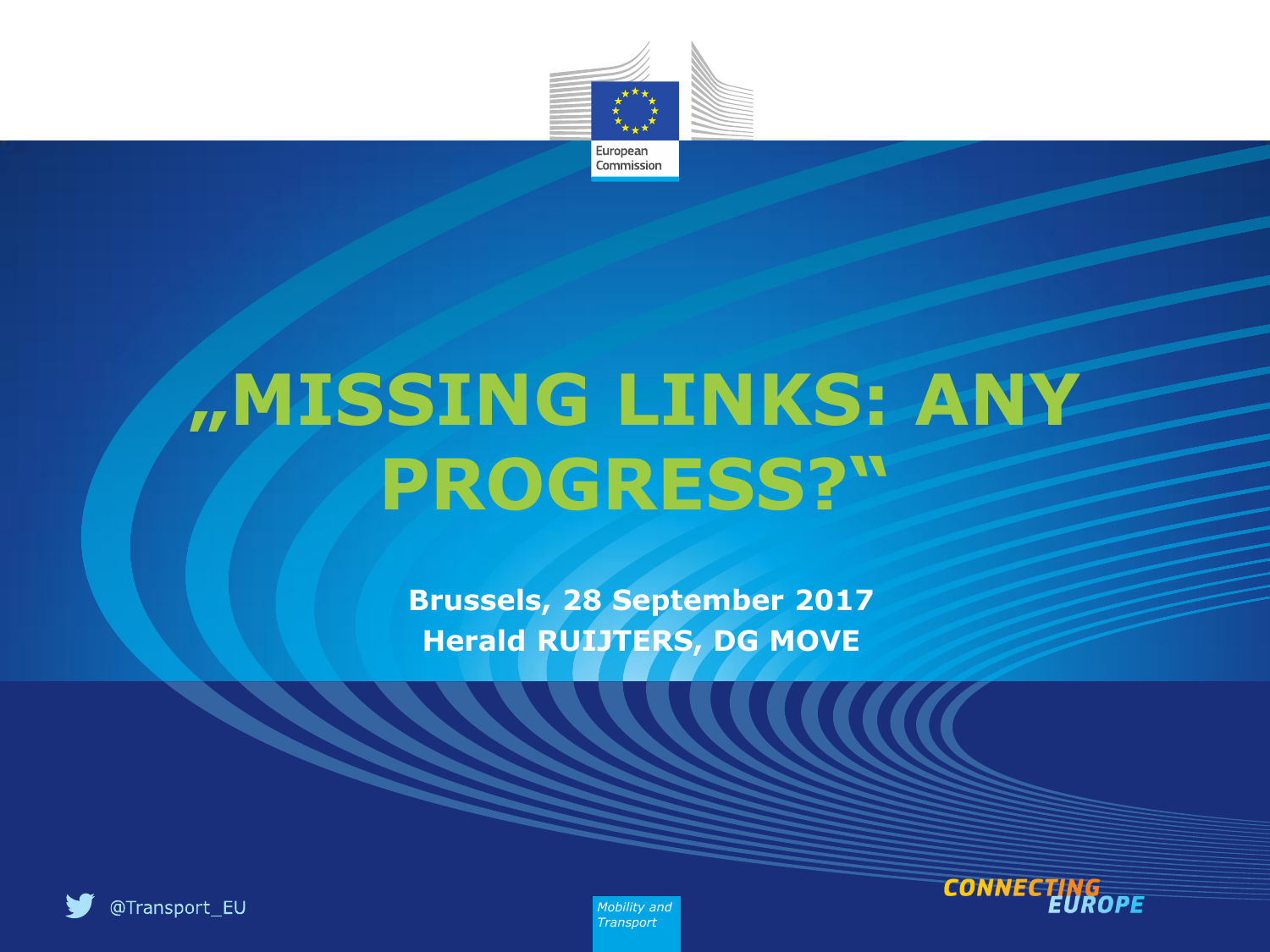European Commission

# „MISSING LINKS: ANY PROGRESS?"

**Brussels, 28 September 2017**
**Herald RUIJTERS, DG MOVE**

@Transport_EU

*Mobility and Transport*

CONNECTING EUROPE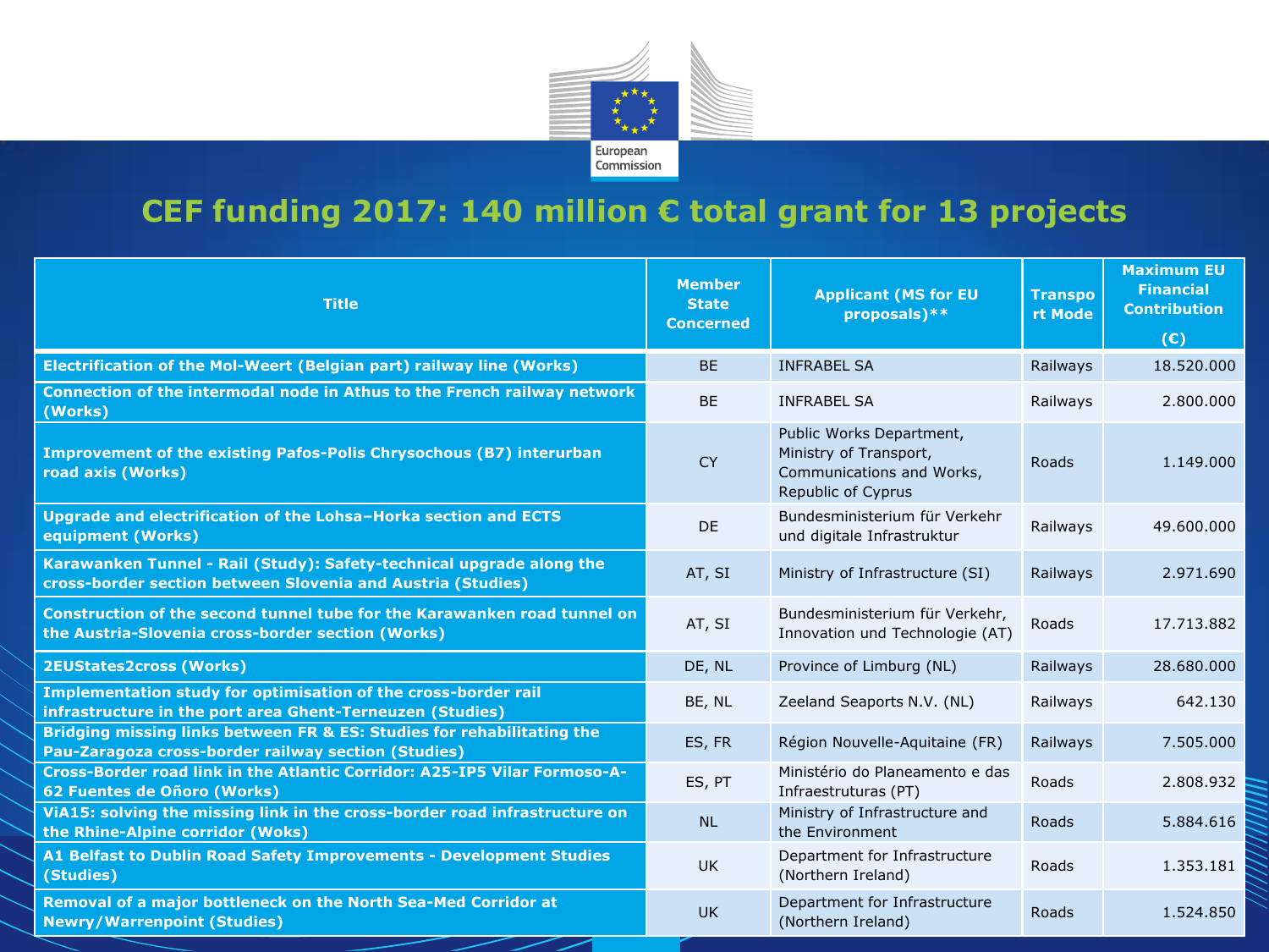# CEF funding 2017: 140 million € total grant for 13 projects

| Title | Member State Concerned | Applicant (MS for EU proposals)** | Transport Mode | Maximum EU Financial Contribution (€) |
|---|---|---|---|---|
| **Electrification of the Mol-Weert (Belgian part) railway line (Works)** | BE | INFRABEL SA | Railways | 18.520.000 |
| **Connection of the intermodal node in Athus to the French railway network (Works)** | BE | INFRABEL SA | Railways | 2.800.000 |
| **Improvement of the existing Pafos-Polis Chrysochous (B7) interurban road axis (Works)** | CY | Public Works Department, Ministry of Transport, Communications and Works, Republic of Cyprus | Roads | 1.149.000 |
| **Upgrade and electrification of the Lohsa–Horka section and ECTS equipment (Works)** | DE | Bundesministerium für Verkehr und digitale Infrastruktur | Railways | 49.600.000 |
| **Karawanken Tunnel - Rail (Study): Safety-technical upgrade along the cross-border section between Slovenia and Austria (Studies)** | AT, SI | Ministry of Infrastructure (SI) | Railways | 2.971.690 |
| **Construction of the second tunnel tube for the Karawanken road tunnel on the Austria-Slovenia cross-border section (Works)** | AT, SI | Bundesministerium für Verkehr, Innovation und Technologie (AT) | Roads | 17.713.882 |
| **2EUStates2cross (Works)** | DE, NL | Province of Limburg (NL) | Railways | 28.680.000 |
| **Implementation study for optimisation of the cross-border rail infrastructure in the port area Ghent-Terneuzen (Studies)** | BE, NL | Zeeland Seaports N.V. (NL) | Railways | 642.130 |
| **Bridging missing links between FR & ES: Studies for rehabilitating the Pau-Zaragoza cross-border railway section (Studies)** | ES, FR | Région Nouvelle-Aquitaine (FR) | Railways | 7.505.000 |
| **Cross-Border road link in the Atlantic Corridor: A25-IP5 Vilar Formoso-A-62 Fuentes de Oñoro (Works)** | ES, PT | Ministério do Planeamento e das Infraestruturas (PT) | Roads | 2.808.932 |
| **ViA15: solving the missing link in the cross-border road infrastructure on the Rhine-Alpine corridor (Woks)** | NL | Ministry of Infrastructure and the Environment | Roads | 5.884.616 |
| **A1 Belfast to Dublin Road Safety Improvements - Development Studies (Studies)** | UK | Department for Infrastructure (Northern Ireland) | Roads | 1.353.181 |
| **Removal of a major bottleneck on the North Sea-Med Corridor at Newry/Warrenpoint (Studies)** | UK | Department for Infrastructure (Northern Ireland) | Roads | 1.524.850 |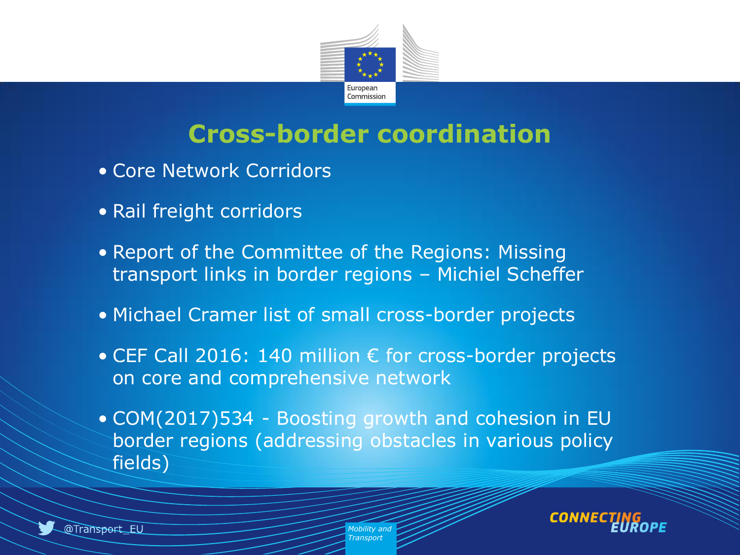# Cross-border coordination

- Core Network Corridors
- Rail freight corridors
- Report of the Committee of the Regions: Missing transport links in border regions – Michiel Scheffer
- Michael Cramer list of small cross-border projects
- CEF Call 2016: 140 million € for cross-border projects on core and comprehensive network
- COM(2017)534 - Boosting growth and cohesion in EU border regions (addressing obstacles in various policy fields)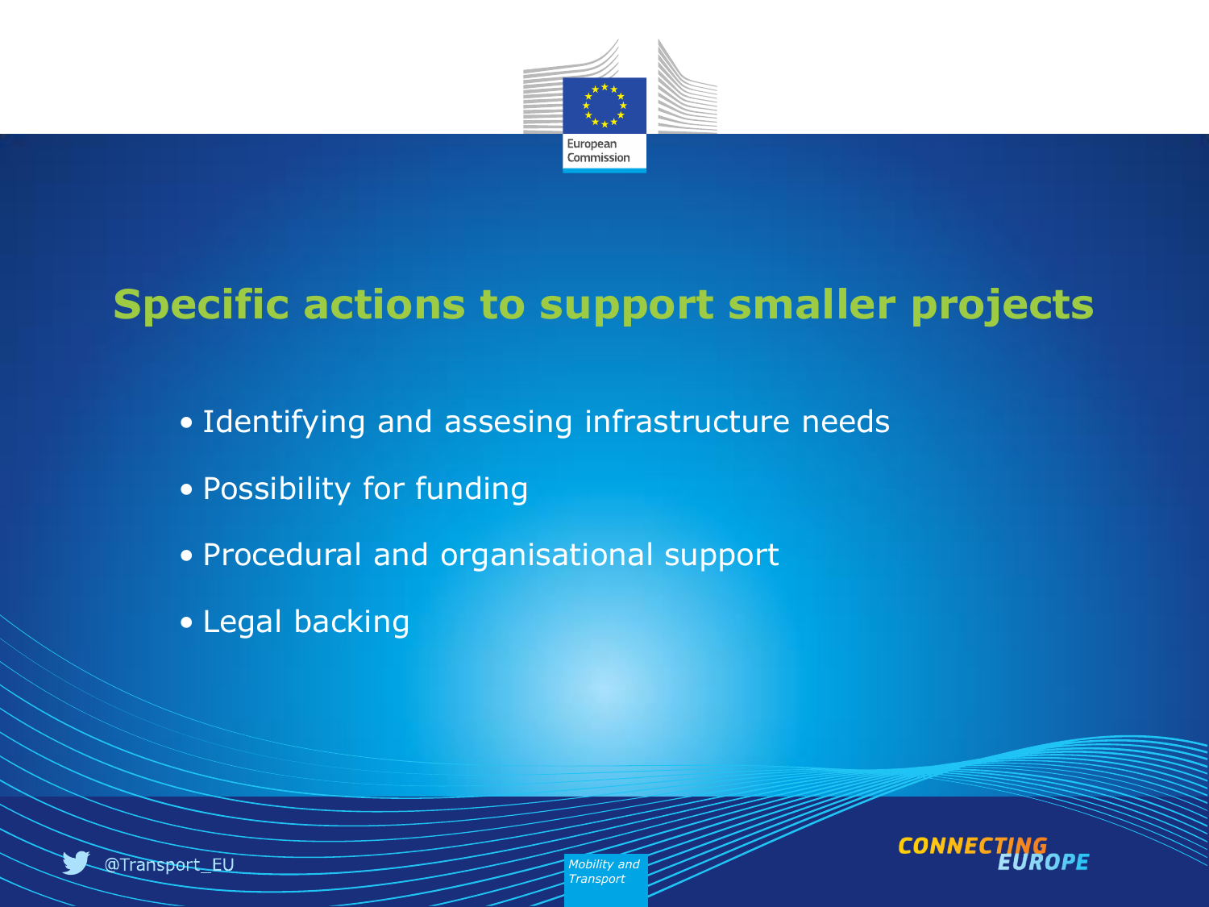# Specific actions to support smaller projects

- Identifying and assesing infrastructure needs
- Possibility for funding
- Procedural and organisational support
- Legal backing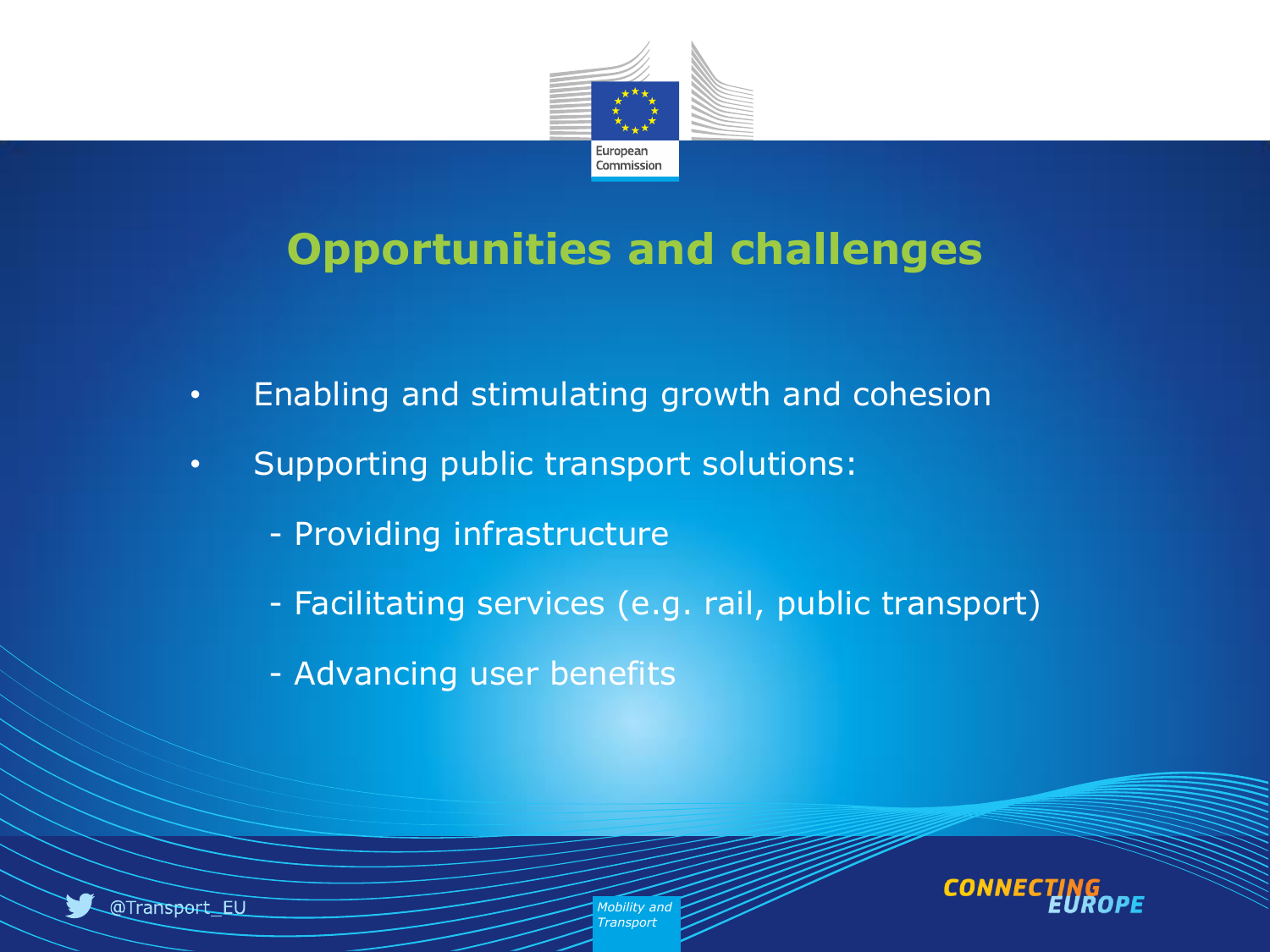# Opportunities and challenges

- Enabling and stimulating growth and cohesion
- Supporting public transport solutions:
  - Providing infrastructure
  - Facilitating services (e.g. rail, public transport)
  - Advancing user benefits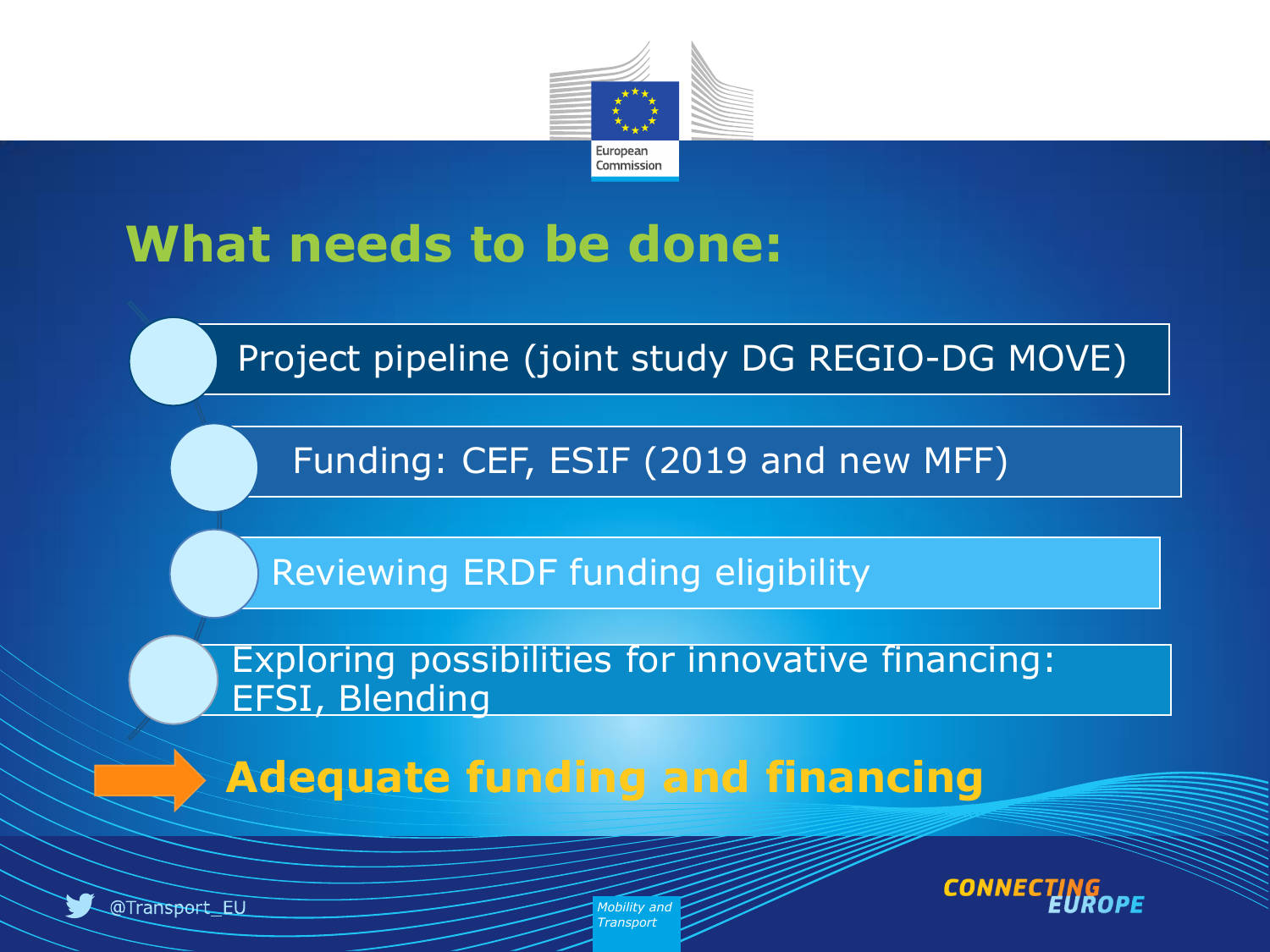# What needs to be done:

- Project pipeline (joint study DG REGIO-DG MOVE)
- Funding: CEF, ESIF (2019 and new MFF)
- Reviewing ERDF funding eligibility
- Exploring possibilities for innovative financing: EFSI, Blending

**→ Adequate funding and financing**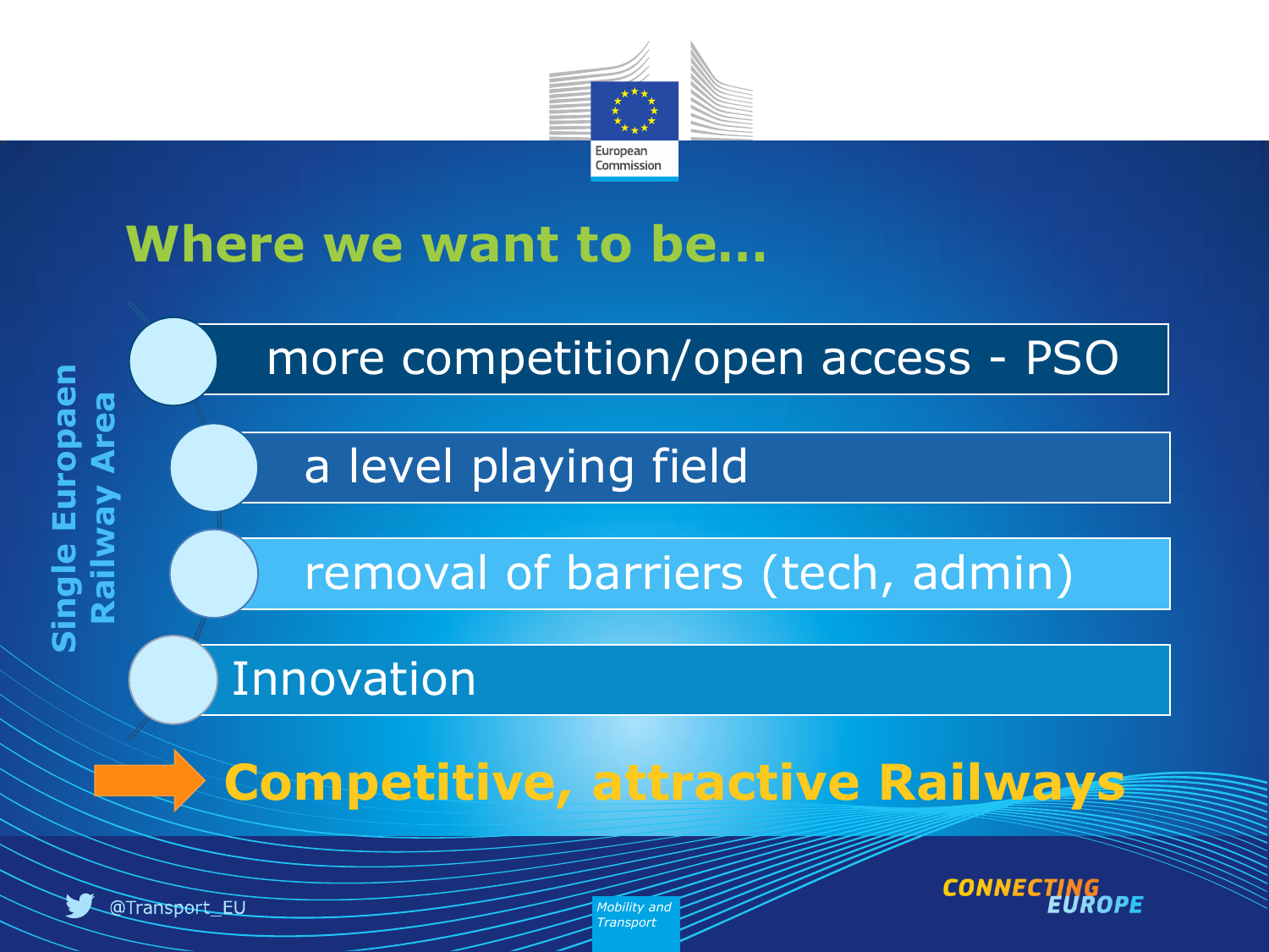# Where we want to be...

**Single Europaen Railway Area**

- more competition/open access - PSO
- a level playing field
- removal of barriers (tech, admin)
- Innovation

→ **Competitive, attractive Railways**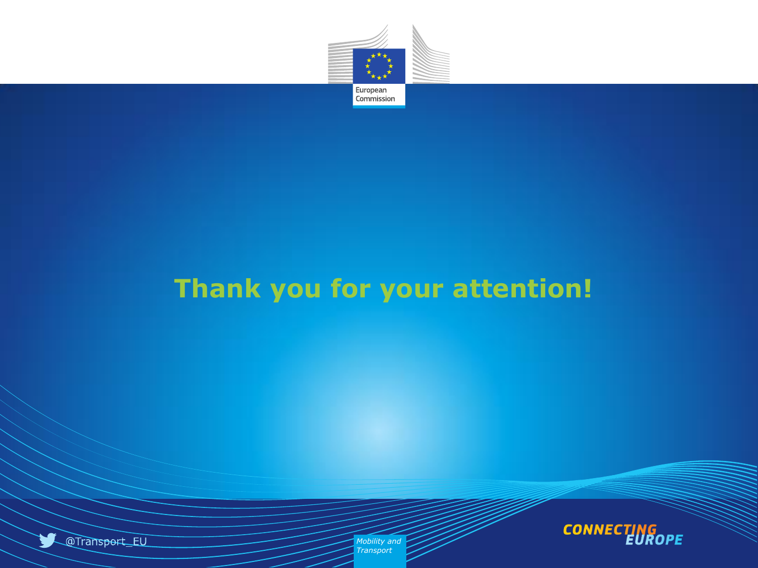# Thank you for your attention!

@Transport_EU

*Mobility and Transport*

CONNECTING EUROPE